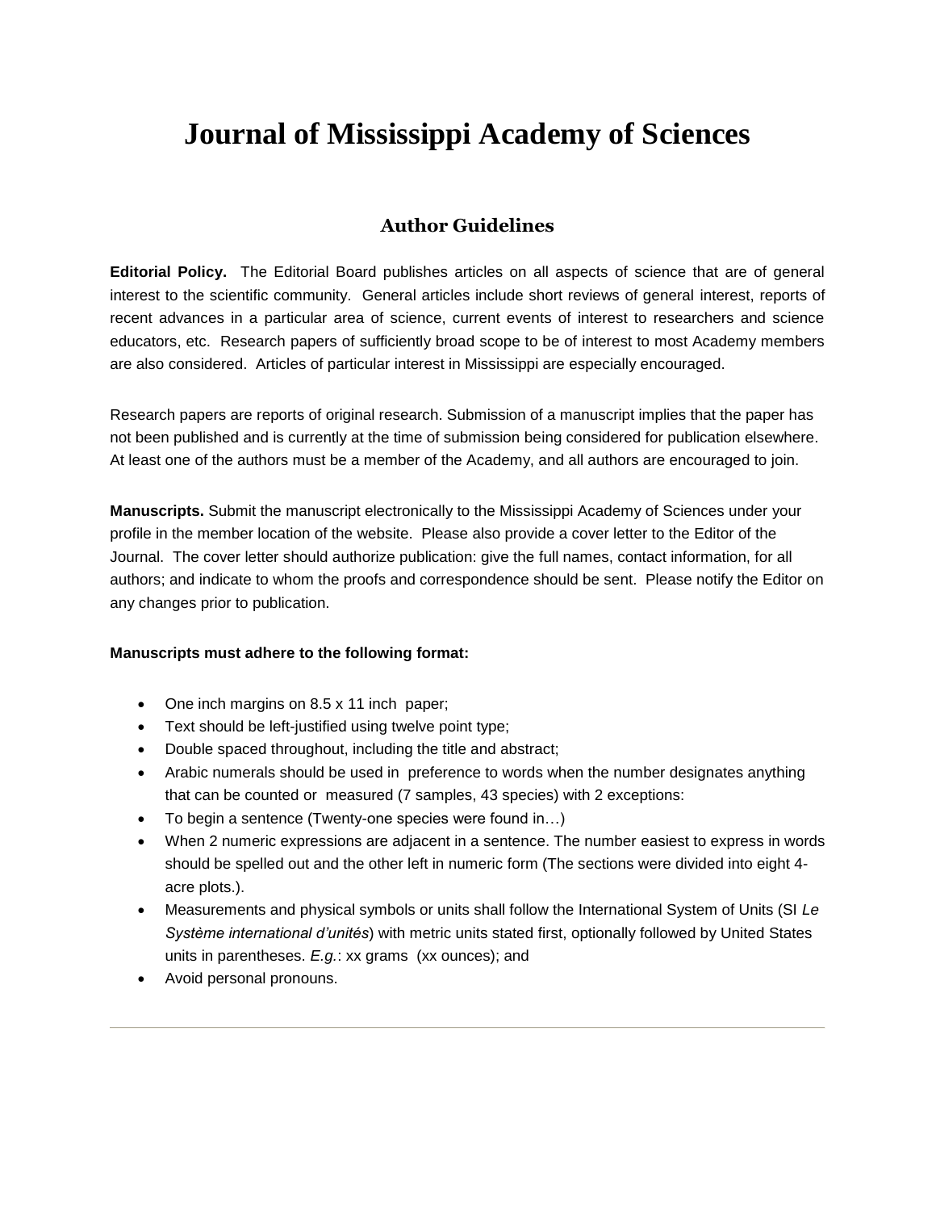# Journal of Mississippi Academy of Sciences

## Author Guidelines

**Editorial Policy.** The Editorial Board publishes articles on all aspects of science that are of general interest to the scientific community. General articles include short reviews of general interest, reports of recent advances in a particular area of science, current events of interest to researchers and science educators, etc. Research papers of sufficiently broad scope to be of interest to most Academy members are also considered. Articles of particular interest in Mississippi are especially encouraged.

Research papers are reports of original research. Submission of a manuscript implies that the paper has not been published and is currently at the time of submission being considered for publication elsewhere. At least one of the authors must be a member of the Academy, and all authors are encouraged to join.

**Manuscripts.** Submit the manuscript electronically to the Mississippi Academy of Sciences under your profile in the member location of the website. Please also provide a cover letter to the Editor of the Journal. The cover letter should authorize publication: give the full names, contact information, for all authors; and indicate to whom the proofs and correspondence should be sent. Please notify the Editor on any changes prior to publication.

**Manuscripts must adhere to the following format:**

- One inch margins on 8.5 x 11 inch paper;
- Text should be left-justified using twelve point type;
- Double spaced throughout, including the title and abstract;
- Arabic numerals should be used in preference to words when the number designates anything that can be counted or measured (7 samples, 43 species) with 2 exceptions:
- To begin a sentence (Twenty-one species were found in…)
- When 2 numeric expressions are adjacent in a sentence. The number easiest to express in words should be spelled out and the other left in numeric form (The sections were divided into eight 4-acre plots.).
- Measurements and physical symbols or units shall follow the International System of Units (SI *Le Système international d'unités*) with metric units stated first, optionally followed by United States units in parentheses. *E.g.*: xx grams (xx ounces); and
- Avoid personal pronouns.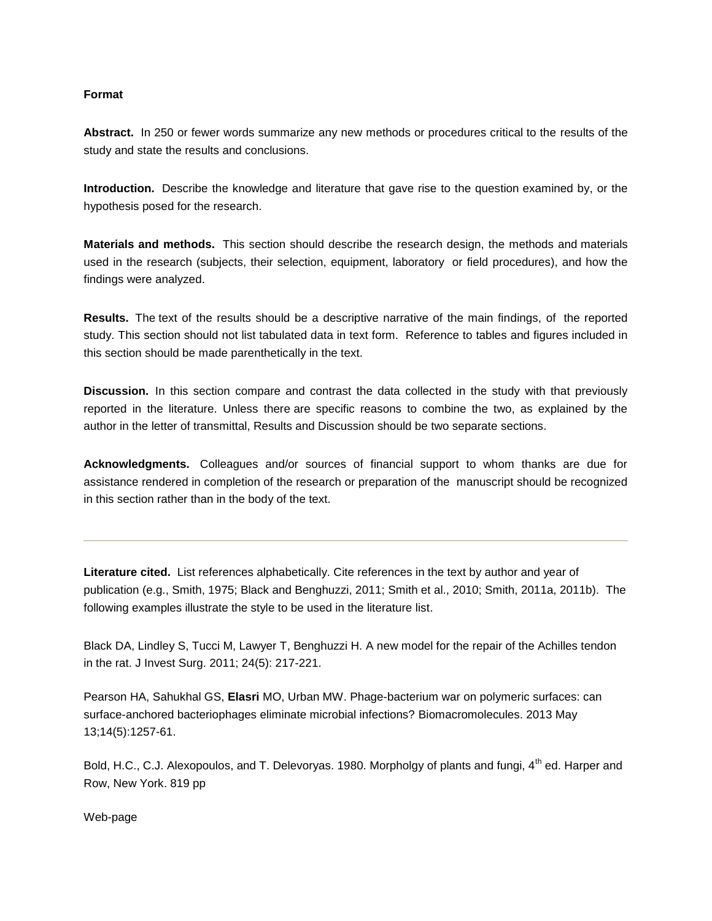**Format**

**Abstract.** In 250 or fewer words summarize any new methods or procedures critical to the results of the study and state the results and conclusions.

**Introduction.** Describe the knowledge and literature that gave rise to the question examined by, or the hypothesis posed for the research.

**Materials and methods.** This section should describe the research design, the methods and materials used in the research (subjects, their selection, equipment, laboratory or field procedures), and how the findings were analyzed.

**Results.** The text of the results should be a descriptive narrative of the main findings, of the reported study. This section should not list tabulated data in text form. Reference to tables and figures included in this section should be made parenthetically in the text.

**Discussion.** In this section compare and contrast the data collected in the study with that previously reported in the literature. Unless there are specific reasons to combine the two, as explained by the author in the letter of transmittal, Results and Discussion should be two separate sections.

**Acknowledgments.** Colleagues and/or sources of financial support to whom thanks are due for assistance rendered in completion of the research or preparation of the manuscript should be recognized in this section rather than in the body of the text.

---

**Literature cited.** List references alphabetically. Cite references in the text by author and year of publication (e.g., Smith, 1975; Black and Benghuzzi, 2011; Smith et al., 2010; Smith, 2011a, 2011b). The following examples illustrate the style to be used in the literature list.

Black DA, Lindley S, Tucci M, Lawyer T, Benghuzzi H. A new model for the repair of the Achilles tendon in the rat. J Invest Surg. 2011; 24(5): 217-221.

Pearson HA, Sahukhal GS, **Elasri** MO, Urban MW. Phage-bacterium war on polymeric surfaces: can surface-anchored bacteriophages eliminate microbial infections? Biomacromolecules. 2013 May 13;14(5):1257-61.

Bold, H.C., C.J. Alexopoulos, and T. Delevoryas. 1980. Morpholgy of plants and fungi, 4th ed. Harper and Row, New York. 819 pp

Web-page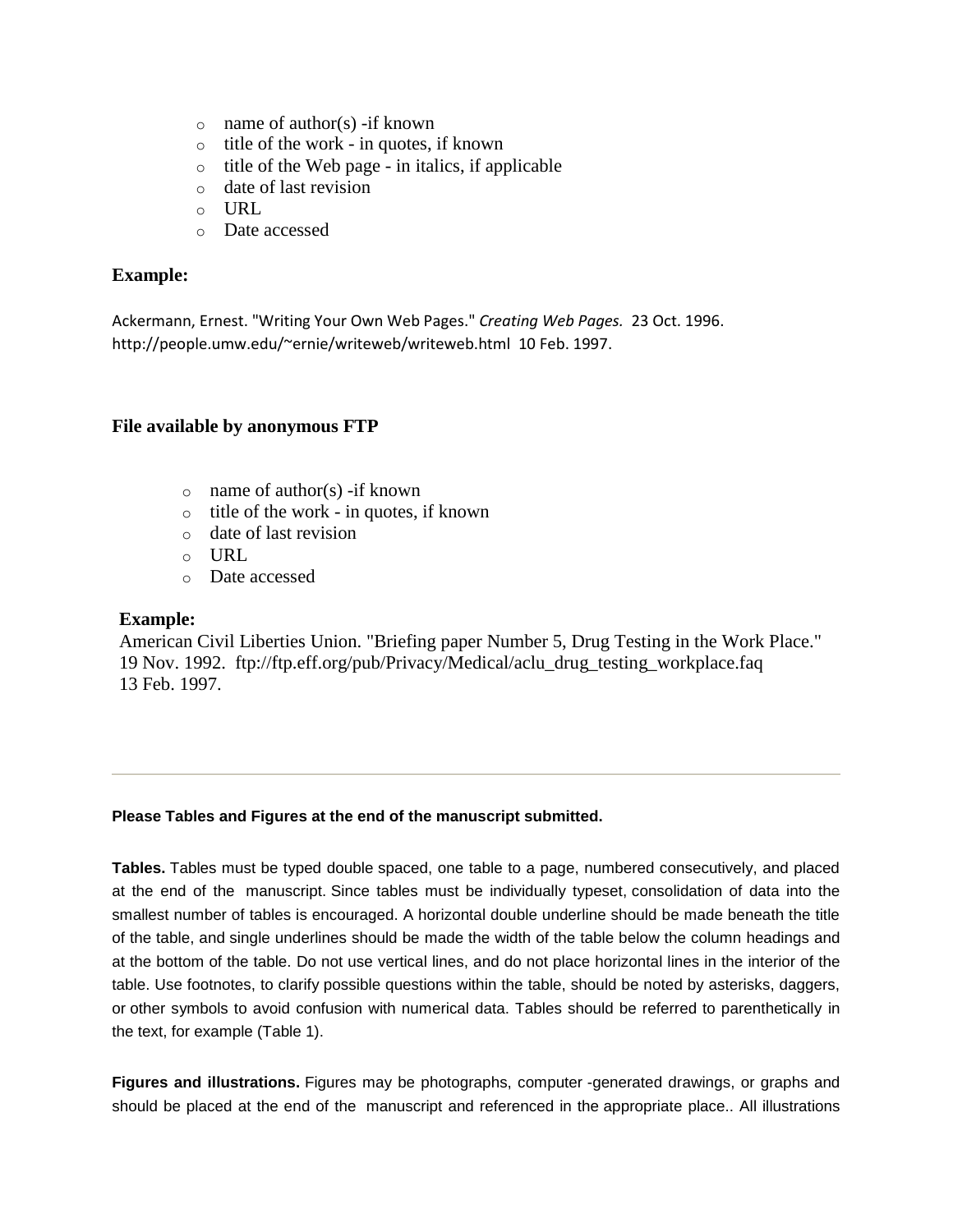- name of author(s) -if known
- title of the work - in quotes, if known
- title of the Web page - in italics, if applicable
- date of last revision
- URL
- Date accessed

**Example:**

Ackermann, Ernest. "Writing Your Own Web Pages." *Creating Web Pages.* 23 Oct. 1996. http://people.umw.edu/~ernie/writeweb/writeweb.html 10 Feb. 1997.

**File available by anonymous FTP**

- name of author(s) -if known
- title of the work - in quotes, if known
- date of last revision
- URL
- Date accessed

**Example:**

American Civil Liberties Union. "Briefing paper Number 5, Drug Testing in the Work Place." 19 Nov. 1992. ftp://ftp.eff.org/pub/Privacy/Medical/aclu_drug_testing_workplace.faq 13 Feb. 1997.

---

**Please Tables and Figures at the end of the manuscript submitted.**

**Tables.** Tables must be typed double spaced, one table to a page, numbered consecutively, and placed at the end of the manuscript. Since tables must be individually typeset, consolidation of data into the smallest number of tables is encouraged. A horizontal double underline should be made beneath the title of the table, and single underlines should be made the width of the table below the column headings and at the bottom of the table. Do not use vertical lines, and do not place horizontal lines in the interior of the table. Use footnotes, to clarify possible questions within the table, should be noted by asterisks, daggers, or other symbols to avoid confusion with numerical data. Tables should be referred to parenthetically in the text, for example (Table 1).

**Figures and illustrations.** Figures may be photographs, computer -generated drawings, or graphs and should be placed at the end of the manuscript and referenced in the appropriate place.. All illustrations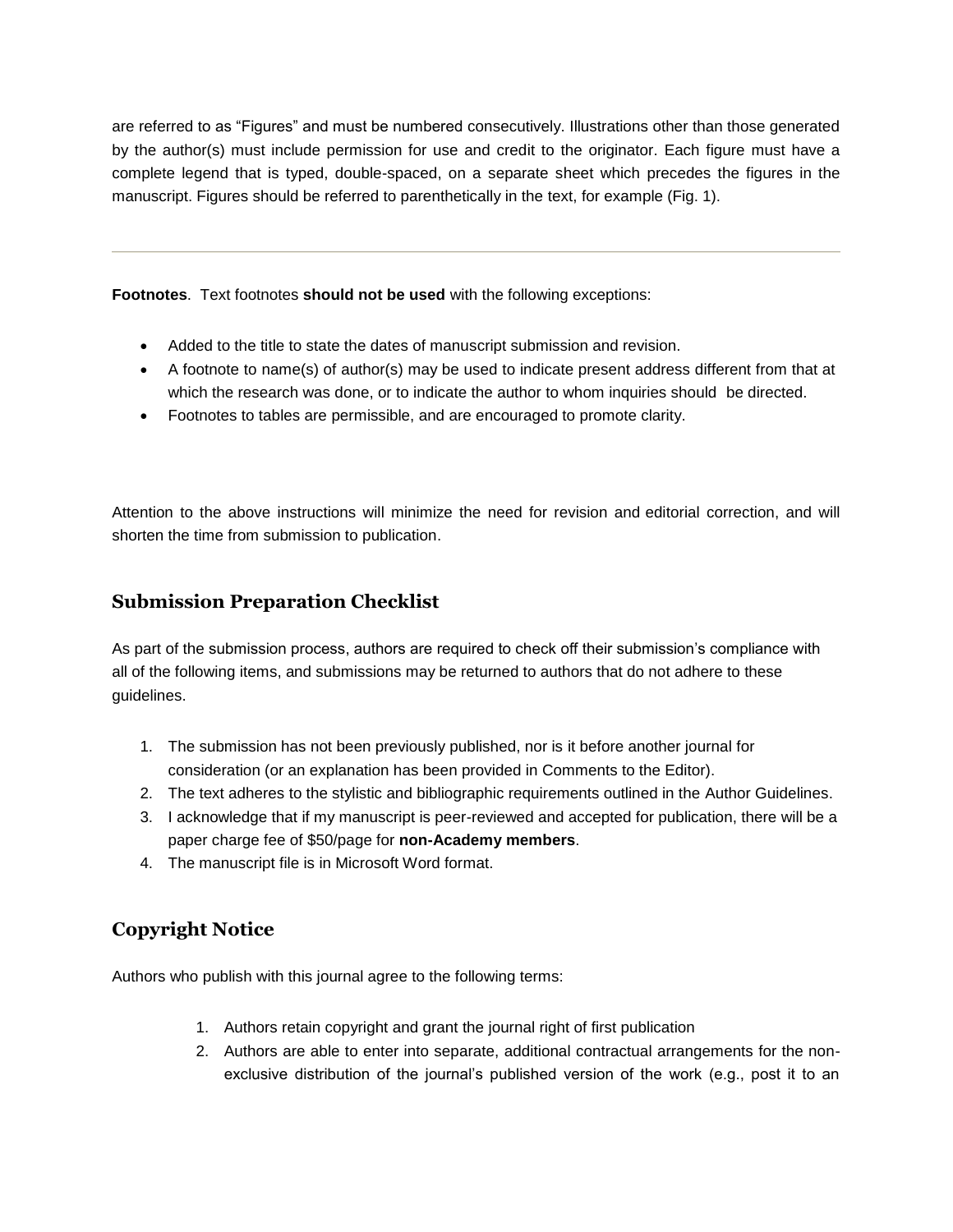are referred to as “Figures” and must be numbered consecutively. Illustrations other than those generated by the author(s) must include permission for use and credit to the originator. Each figure must have a complete legend that is typed, double-spaced, on a separate sheet which precedes the figures in the manuscript. Figures should be referred to parenthetically in the text, for example (Fig. 1).

---

**Footnotes**. Text footnotes **should not be used** with the following exceptions:

- Added to the title to state the dates of manuscript submission and revision.
- A footnote to name(s) of author(s) may be used to indicate present address different from that at which the research was done, or to indicate the author to whom inquiries should be directed.
- Footnotes to tables are permissible, and are encouraged to promote clarity.

Attention to the above instructions will minimize the need for revision and editorial correction, and will shorten the time from submission to publication.

## Submission Preparation Checklist

As part of the submission process, authors are required to check off their submission’s compliance with all of the following items, and submissions may be returned to authors that do not adhere to these guidelines.

1. The submission has not been previously published, nor is it before another journal for consideration (or an explanation has been provided in Comments to the Editor).
2. The text adheres to the stylistic and bibliographic requirements outlined in the Author Guidelines.
3. I acknowledge that if my manuscript is peer-reviewed and accepted for publication, there will be a paper charge fee of $50/page for **non-Academy members**.
4. The manuscript file is in Microsoft Word format.

## Copyright Notice

Authors who publish with this journal agree to the following terms:

1. Authors retain copyright and grant the journal right of first publication
2. Authors are able to enter into separate, additional contractual arrangements for the non-exclusive distribution of the journal’s published version of the work (e.g., post it to an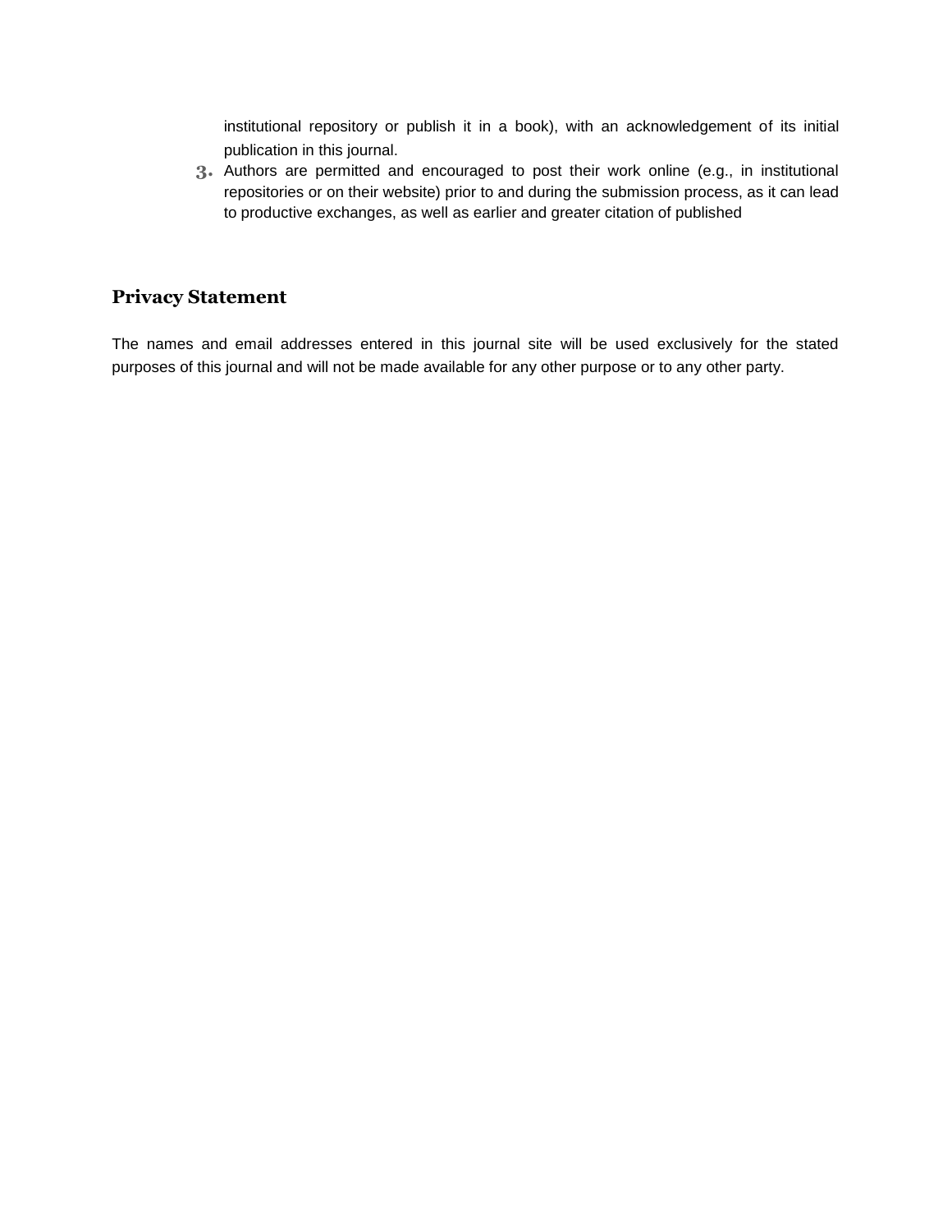institutional repository or publish it in a book), with an acknowledgement of its initial publication in this journal.

3. Authors are permitted and encouraged to post their work online (e.g., in institutional repositories or on their website) prior to and during the submission process, as it can lead to productive exchanges, as well as earlier and greater citation of published

## Privacy Statement

The names and email addresses entered in this journal site will be used exclusively for the stated purposes of this journal and will not be made available for any other purpose or to any other party.